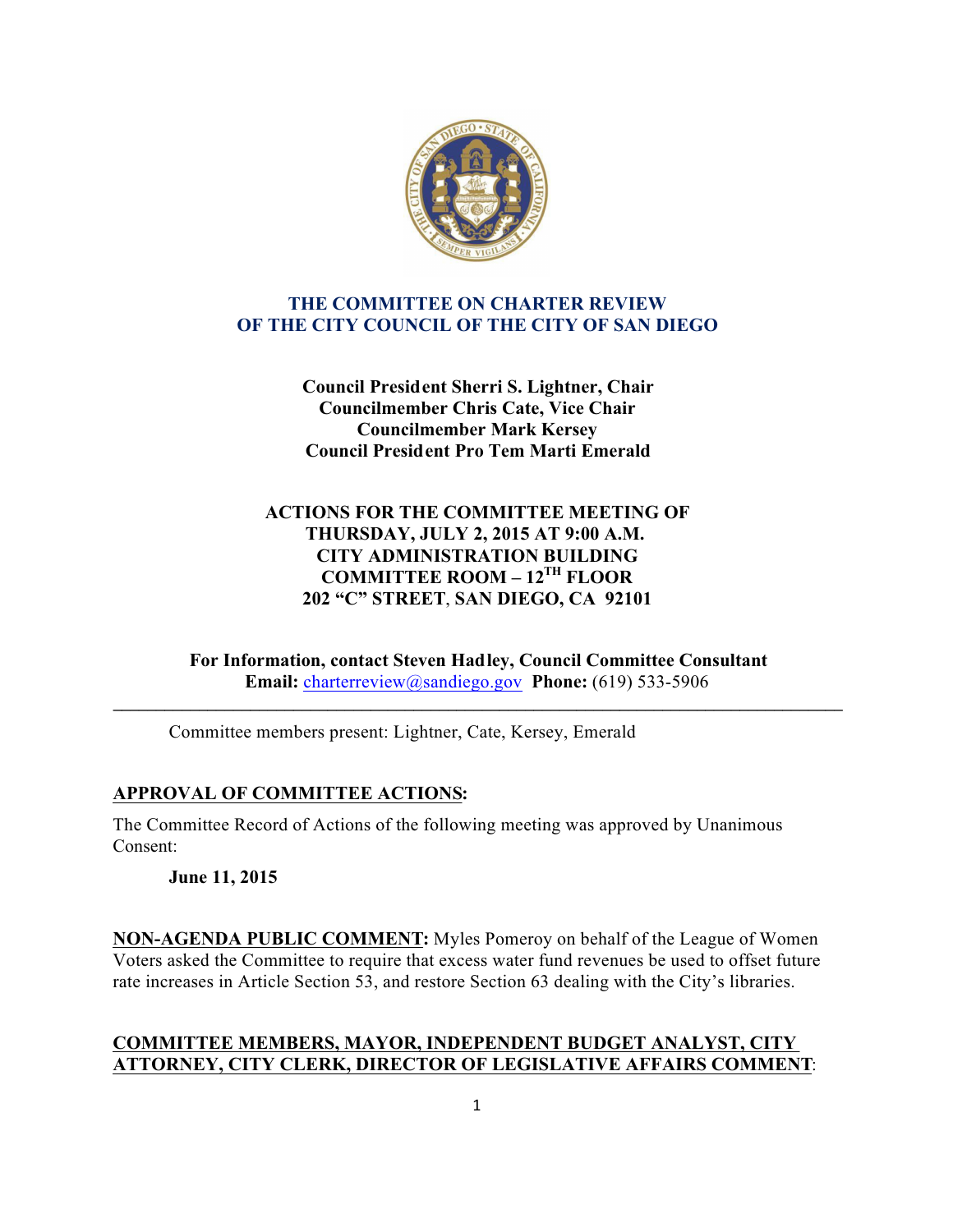# THE COMMITTEE ON CHARTER REVIEW OF THE CITY COUNCIL OF THE CITY OF SAN DIEGO

**Council President Sherri S. Lightner, Chair**
**Councilmember Chris Cate, Vice Chair**
**Councilmember Mark Kersey**
**Council President Pro Tem Marti Emerald**

**ACTIONS FOR THE COMMITTEE MEETING OF**
**THURSDAY, JULY 2, 2015 AT 9:00 A.M.**
**CITY ADMINISTRATION BUILDING**
**COMMITTEE ROOM – 12TH FLOOR**
**202 "C" STREET, SAN DIEGO, CA 92101**

**For Information, contact Steven Hadley, Council Committee Consultant**
**Email:** charterreview@sandiego.gov **Phone:** (619) 533-5906

---

Committee members present: Lightner, Cate, Kersey, Emerald

**APPROVAL OF COMMITTEE ACTIONS:**

The Committee Record of Actions of the following meeting was approved by Unanimous Consent:

**June 11, 2015**

**NON-AGENDA PUBLIC COMMENT:** Myles Pomeroy on behalf of the League of Women Voters asked the Committee to require that excess water fund revenues be used to offset future rate increases in Article Section 53, and restore Section 63 dealing with the City's libraries.

**COMMITTEE MEMBERS, MAYOR, INDEPENDENT BUDGET ANALYST, CITY ATTORNEY, CITY CLERK, DIRECTOR OF LEGISLATIVE AFFAIRS COMMENT:**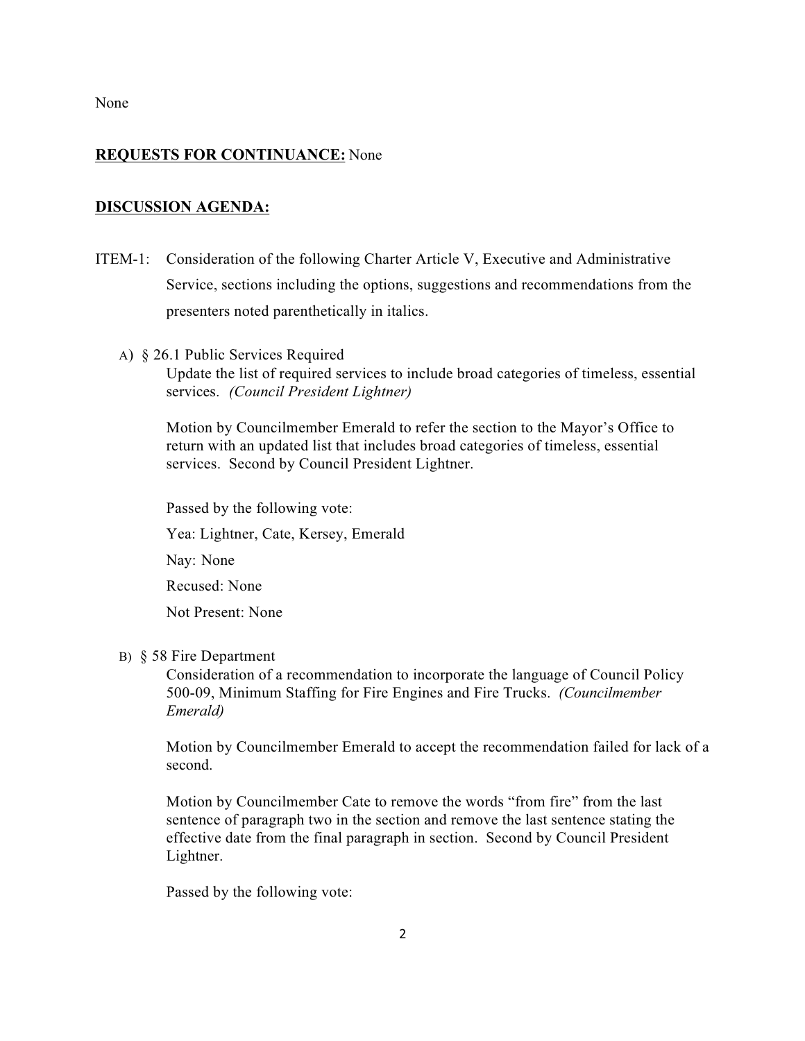None

**REQUESTS FOR CONTINUANCE:** None

**DISCUSSION AGENDA:**

ITEM-1: Consideration of the following Charter Article V, Executive and Administrative Service, sections including the options, suggestions and recommendations from the presenters noted parenthetically in italics.

A) § 26.1 Public Services Required

Update the list of required services to include broad categories of timeless, essential services. *(Council President Lightner)*

Motion by Councilmember Emerald to refer the section to the Mayor's Office to return with an updated list that includes broad categories of timeless, essential services. Second by Council President Lightner.

Passed by the following vote:

Yea: Lightner, Cate, Kersey, Emerald

Nay: None

Recused: None

Not Present: None

B) § 58 Fire Department

Consideration of a recommendation to incorporate the language of Council Policy 500-09, Minimum Staffing for Fire Engines and Fire Trucks. *(Councilmember Emerald)*

Motion by Councilmember Emerald to accept the recommendation failed for lack of a second.

Motion by Councilmember Cate to remove the words "from fire" from the last sentence of paragraph two in the section and remove the last sentence stating the effective date from the final paragraph in section. Second by Council President Lightner.

Passed by the following vote: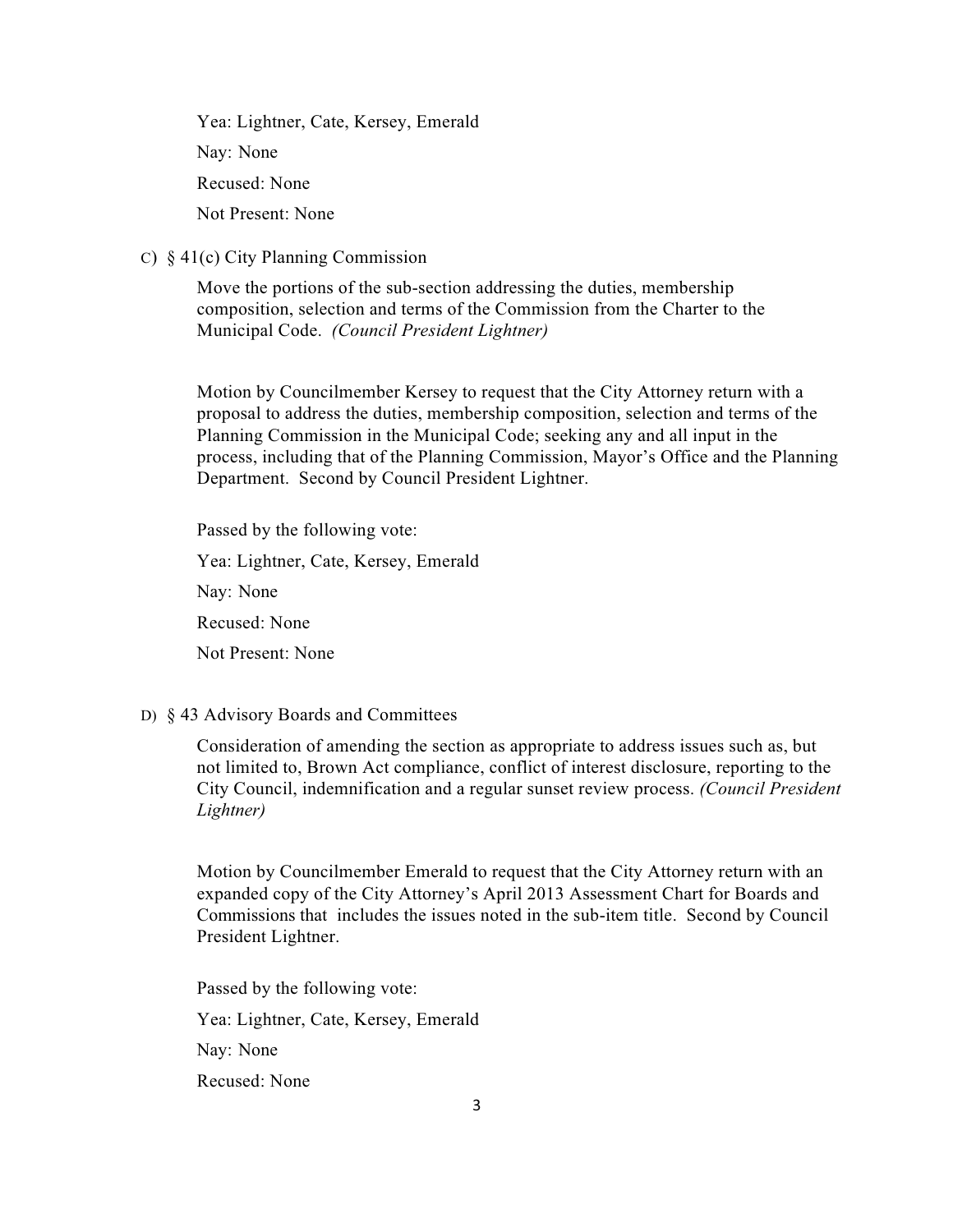Yea: Lightner, Cate, Kersey, Emerald

Nay: None

Recused: None

Not Present: None

C) § 41(c) City Planning Commission

Move the portions of the sub-section addressing the duties, membership composition, selection and terms of the Commission from the Charter to the Municipal Code. *(Council President Lightner)*

Motion by Councilmember Kersey to request that the City Attorney return with a proposal to address the duties, membership composition, selection and terms of the Planning Commission in the Municipal Code; seeking any and all input in the process, including that of the Planning Commission, Mayor's Office and the Planning Department. Second by Council President Lightner.

Passed by the following vote:

Yea: Lightner, Cate, Kersey, Emerald

Nay: None

Recused: None

Not Present: None

D) § 43 Advisory Boards and Committees

Consideration of amending the section as appropriate to address issues such as, but not limited to, Brown Act compliance, conflict of interest disclosure, reporting to the City Council, indemnification and a regular sunset review process. *(Council President Lightner)*

Motion by Councilmember Emerald to request that the City Attorney return with an expanded copy of the City Attorney's April 2013 Assessment Chart for Boards and Commissions that includes the issues noted in the sub-item title. Second by Council President Lightner.

Passed by the following vote:

Yea: Lightner, Cate, Kersey, Emerald

Nay: None

Recused: None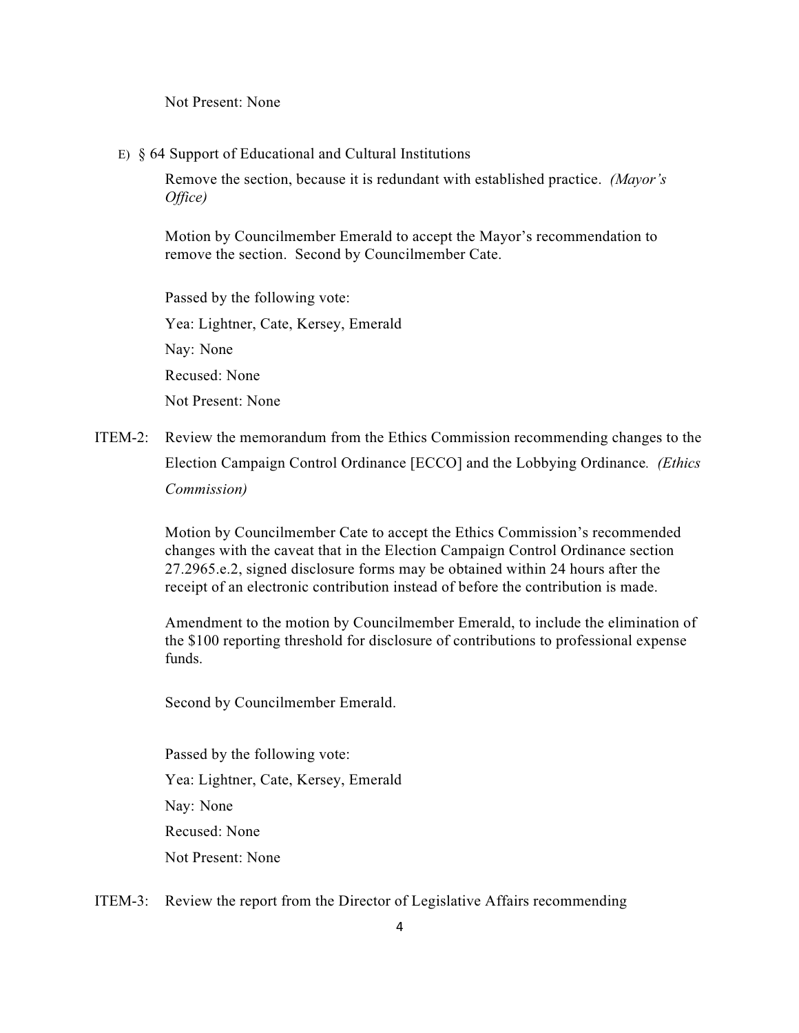Not Present: None

E) § 64 Support of Educational and Cultural Institutions

Remove the section, because it is redundant with established practice. *(Mayor's Office)*

Motion by Councilmember Emerald to accept the Mayor's recommendation to remove the section. Second by Councilmember Cate.

Passed by the following vote:

Yea: Lightner, Cate, Kersey, Emerald

Nay: None

Recused: None

Not Present: None

ITEM-2: Review the memorandum from the Ethics Commission recommending changes to the Election Campaign Control Ordinance [ECCO] and the Lobbying Ordinance. *(Ethics Commission)*

Motion by Councilmember Cate to accept the Ethics Commission's recommended changes with the caveat that in the Election Campaign Control Ordinance section 27.2965.e.2, signed disclosure forms may be obtained within 24 hours after the receipt of an electronic contribution instead of before the contribution is made.

Amendment to the motion by Councilmember Emerald, to include the elimination of the $100 reporting threshold for disclosure of contributions to professional expense funds.

Second by Councilmember Emerald.

Passed by the following vote:

Yea: Lightner, Cate, Kersey, Emerald

Nay: None

Recused: None

Not Present: None

ITEM-3: Review the report from the Director of Legislative Affairs recommending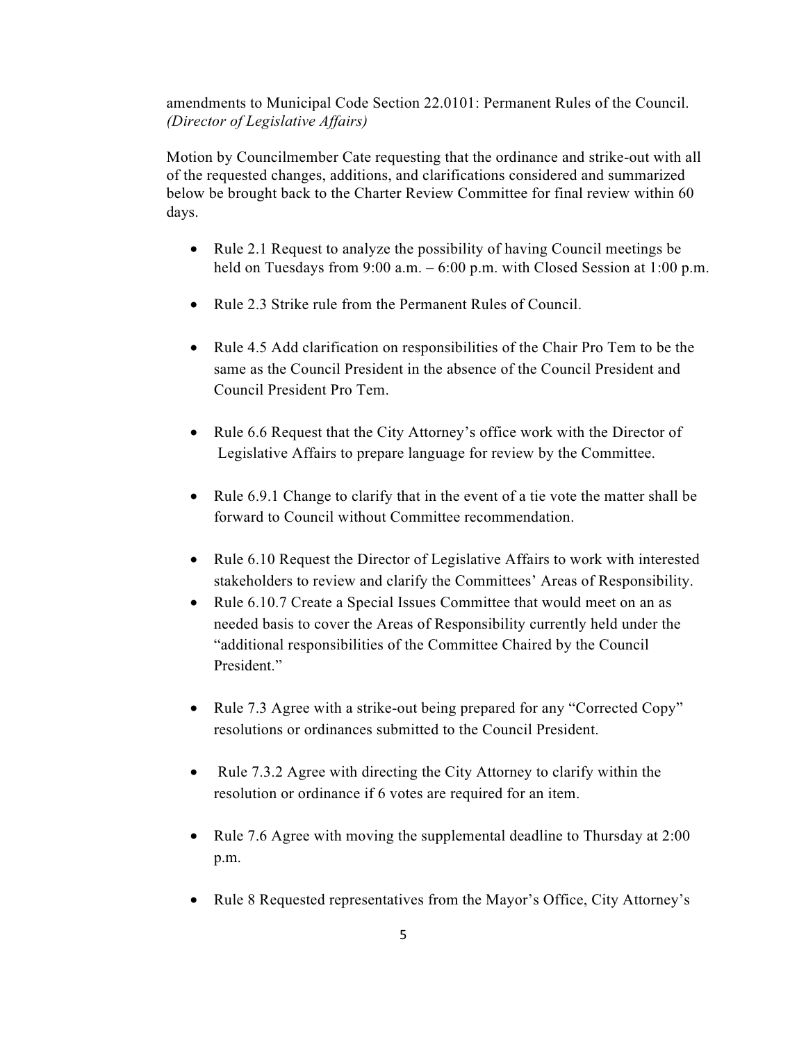amendments to Municipal Code Section 22.0101: Permanent Rules of the Council. *(Director of Legislative Affairs)*

Motion by Councilmember Cate requesting that the ordinance and strike-out with all of the requested changes, additions, and clarifications considered and summarized below be brought back to the Charter Review Committee for final review within 60 days.

- Rule 2.1 Request to analyze the possibility of having Council meetings be held on Tuesdays from 9:00 a.m. – 6:00 p.m. with Closed Session at 1:00 p.m.

- Rule 2.3 Strike rule from the Permanent Rules of Council.

- Rule 4.5 Add clarification on responsibilities of the Chair Pro Tem to be the same as the Council President in the absence of the Council President and Council President Pro Tem.

- Rule 6.6 Request that the City Attorney's office work with the Director of Legislative Affairs to prepare language for review by the Committee.

- Rule 6.9.1 Change to clarify that in the event of a tie vote the matter shall be forward to Council without Committee recommendation.

- Rule 6.10 Request the Director of Legislative Affairs to work with interested stakeholders to review and clarify the Committees' Areas of Responsibility.
- Rule 6.10.7 Create a Special Issues Committee that would meet on an as needed basis to cover the Areas of Responsibility currently held under the "additional responsibilities of the Committee Chaired by the Council President."

- Rule 7.3 Agree with a strike-out being prepared for any "Corrected Copy" resolutions or ordinances submitted to the Council President.

- Rule 7.3.2 Agree with directing the City Attorney to clarify within the resolution or ordinance if 6 votes are required for an item.

- Rule 7.6 Agree with moving the supplemental deadline to Thursday at 2:00 p.m.

- Rule 8 Requested representatives from the Mayor's Office, City Attorney's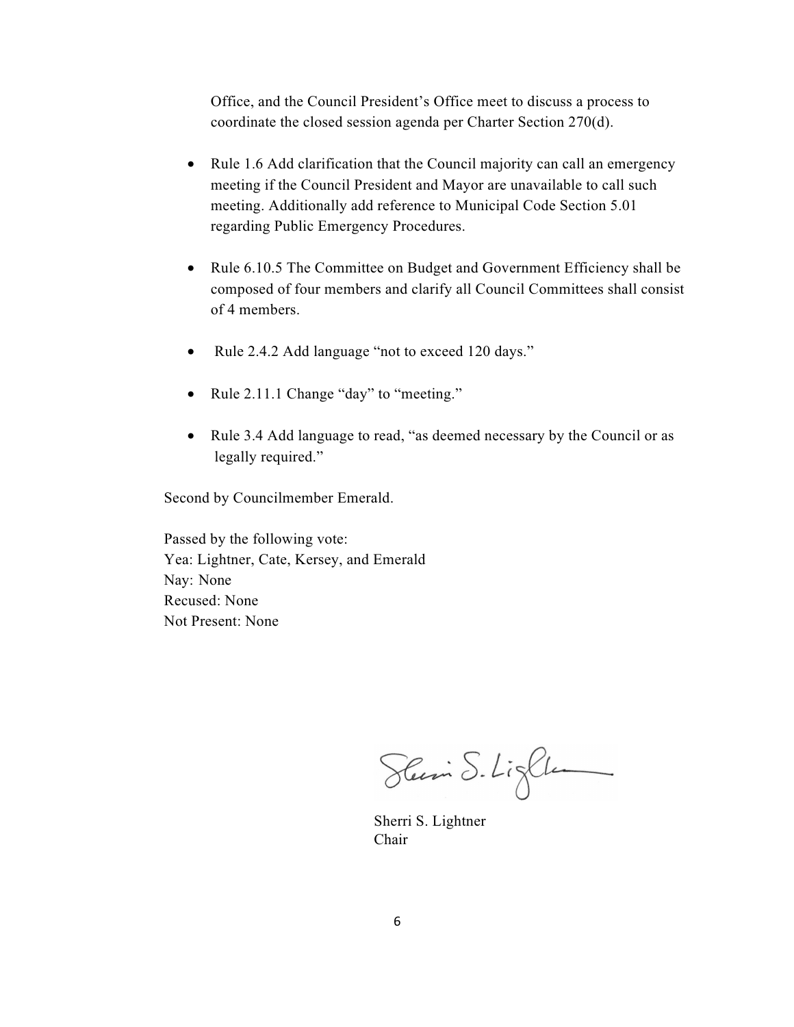Office, and the Council President's Office meet to discuss a process to coordinate the closed session agenda per Charter Section 270(d).

- Rule 1.6 Add clarification that the Council majority can call an emergency meeting if the Council President and Mayor are unavailable to call such meeting. Additionally add reference to Municipal Code Section 5.01 regarding Public Emergency Procedures.

- Rule 6.10.5 The Committee on Budget and Government Efficiency shall be composed of four members and clarify all Council Committees shall consist of 4 members.

- Rule 2.4.2 Add language "not to exceed 120 days."

- Rule 2.11.1 Change "day" to "meeting."

- Rule 3.4 Add language to read, "as deemed necessary by the Council or as legally required."

Second by Councilmember Emerald.

Passed by the following vote:
Yea: Lightner, Cate, Kersey, and Emerald
Nay: None
Recused: None
Not Present: None

Sherri S. Lightner
Chair